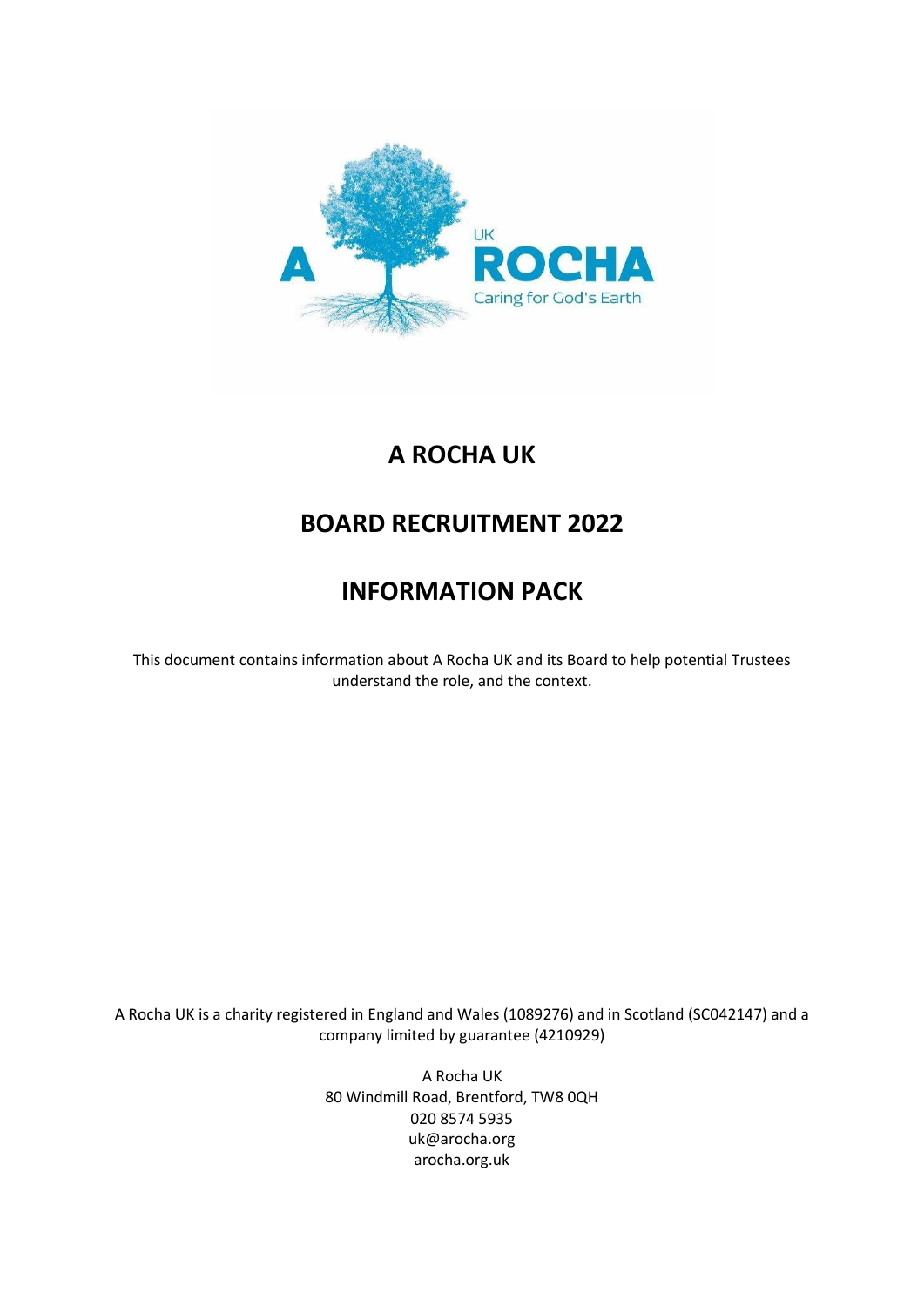# A ROCHA UK

# BOARD RECRUITMENT 2022

# INFORMATION PACK

This document contains information about A Rocha UK and its Board to help potential Trustees understand the role, and the context.

A Rocha UK is a charity registered in England and Wales (1089276) and in Scotland (SC042147) and a company limited by guarantee (4210929)

A Rocha UK
80 Windmill Road, Brentford, TW8 0QH
020 8574 5935
uk@arocha.org
arocha.org.uk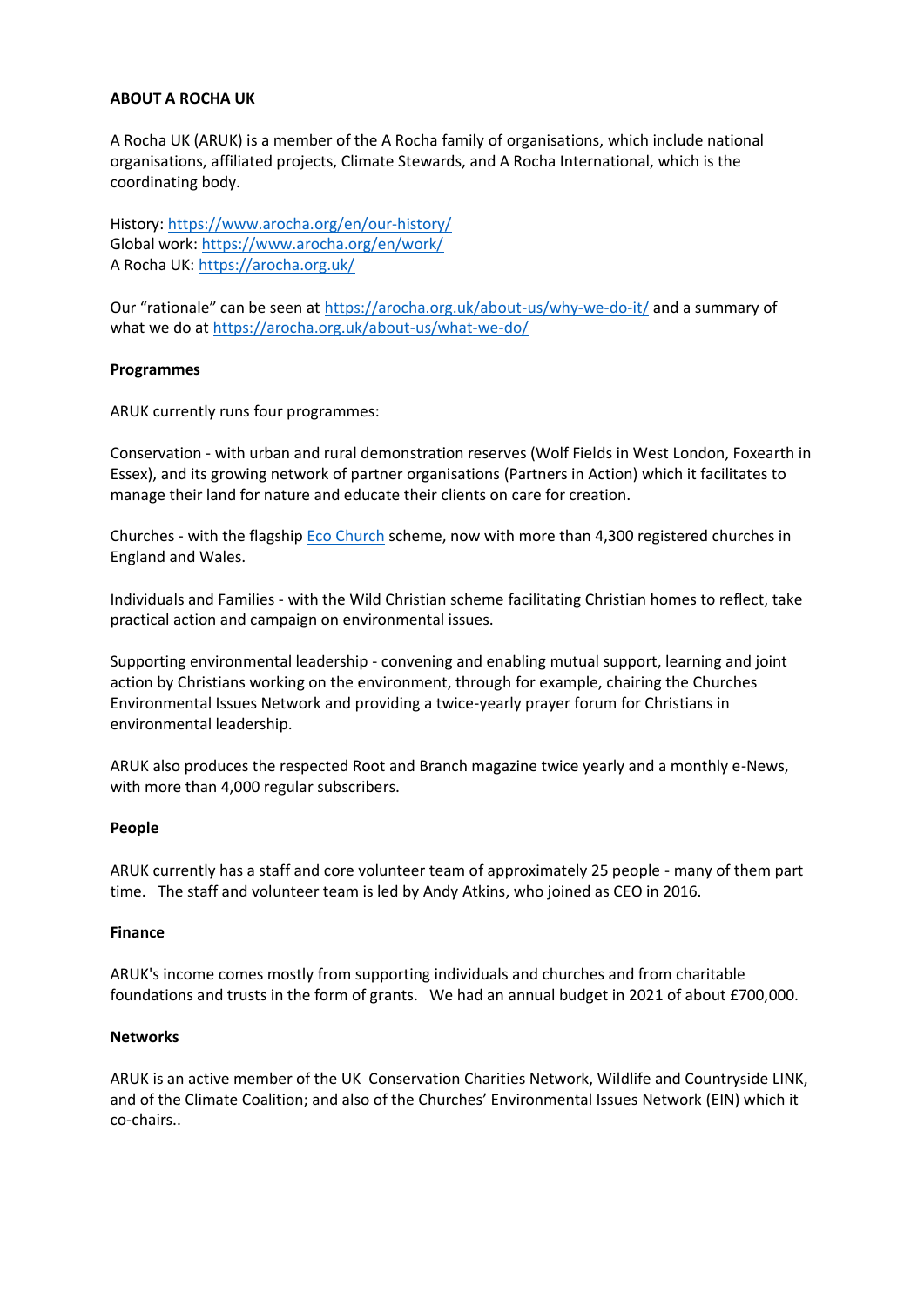**ABOUT A ROCHA UK**

A Rocha UK (ARUK) is a member of the A Rocha family of organisations, which include national organisations, affiliated projects, Climate Stewards, and A Rocha International, which is the coordinating body.

History: [https://www.arocha.org/en/our-history/](https://www.arocha.org/en/our-history/)
Global work: [https://www.arocha.org/en/work/](https://www.arocha.org/en/work/)
A Rocha UK: [https://arocha.org.uk/](https://arocha.org.uk/)

Our "rationale" can be seen at [https://arocha.org.uk/about-us/why-we-do-it/](https://arocha.org.uk/about-us/why-we-do-it/) and a summary of what we do at [https://arocha.org.uk/about-us/what-we-do/](https://arocha.org.uk/about-us/what-we-do/)

**Programmes**

ARUK currently runs four programmes:

Conservation - with urban and rural demonstration reserves (Wolf Fields in West London, Foxearth in Essex), and its growing network of partner organisations (Partners in Action) which it facilitates to manage their land for nature and educate their clients on care for creation.

Churches - with the flagship Eco Church scheme, now with more than 4,300 registered churches in England and Wales.

Individuals and Families - with the Wild Christian scheme facilitating Christian homes to reflect, take practical action and campaign on environmental issues.

Supporting environmental leadership - convening and enabling mutual support, learning and joint action by Christians working on the environment, through for example, chairing the Churches Environmental Issues Network and providing a twice-yearly prayer forum for Christians in environmental leadership.

ARUK also produces the respected Root and Branch magazine twice yearly and a monthly e-News, with more than 4,000 regular subscribers.

**People**

ARUK currently has a staff and core volunteer team of approximately 25 people - many of them part time. The staff and volunteer team is led by Andy Atkins, who joined as CEO in 2016.

**Finance**

ARUK's income comes mostly from supporting individuals and churches and from charitable foundations and trusts in the form of grants. We had an annual budget in 2021 of about £700,000.

**Networks**

ARUK is an active member of the UK Conservation Charities Network, Wildlife and Countryside LINK, and of the Climate Coalition; and also of the Churches' Environmental Issues Network (EIN) which it co-chairs..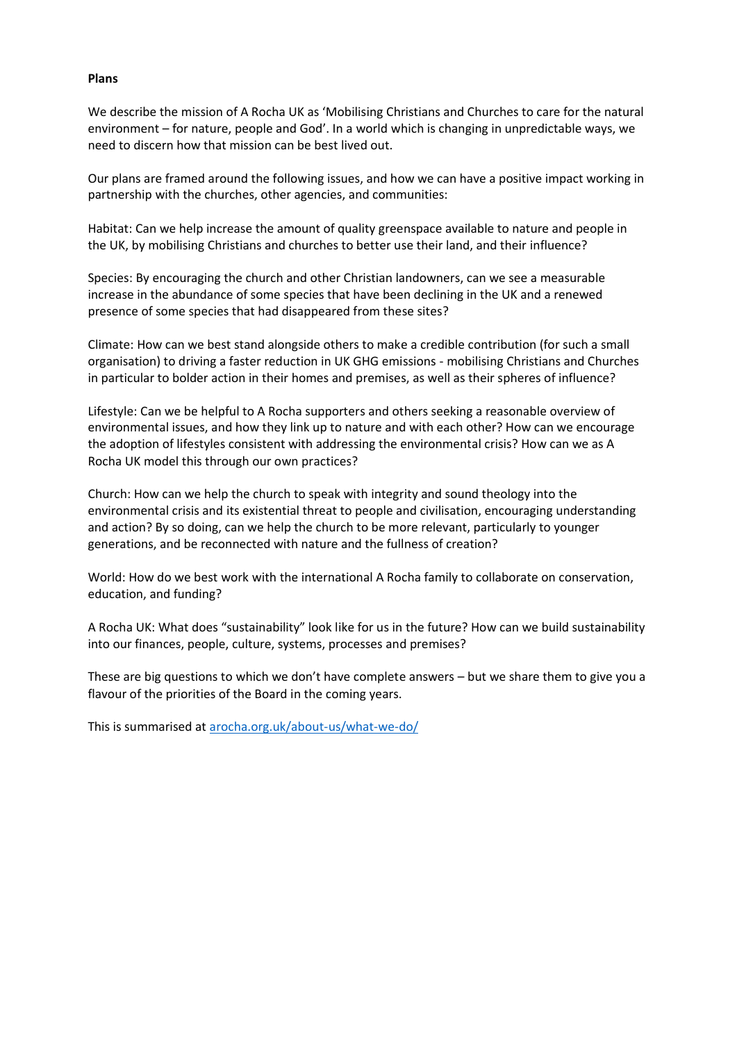**Plans**

We describe the mission of A Rocha UK as 'Mobilising Christians and Churches to care for the natural environment – for nature, people and God'. In a world which is changing in unpredictable ways, we need to discern how that mission can be best lived out.

Our plans are framed around the following issues, and how we can have a positive impact working in partnership with the churches, other agencies, and communities:

Habitat: Can we help increase the amount of quality greenspace available to nature and people in the UK, by mobilising Christians and churches to better use their land, and their influence?

Species: By encouraging the church and other Christian landowners, can we see a measurable increase in the abundance of some species that have been declining in the UK and a renewed presence of some species that had disappeared from these sites?

Climate: How can we best stand alongside others to make a credible contribution (for such a small organisation) to driving a faster reduction in UK GHG emissions - mobilising Christians and Churches in particular to bolder action in their homes and premises, as well as their spheres of influence?

Lifestyle: Can we be helpful to A Rocha supporters and others seeking a reasonable overview of environmental issues, and how they link up to nature and with each other? How can we encourage the adoption of lifestyles consistent with addressing the environmental crisis? How can we as A Rocha UK model this through our own practices?

Church: How can we help the church to speak with integrity and sound theology into the environmental crisis and its existential threat to people and civilisation, encouraging understanding and action? By so doing, can we help the church to be more relevant, particularly to younger generations, and be reconnected with nature and the fullness of creation?

World: How do we best work with the international A Rocha family to collaborate on conservation, education, and funding?

A Rocha UK: What does "sustainability" look like for us in the future? How can we build sustainability into our finances, people, culture, systems, processes and premises?

These are big questions to which we don't have complete answers – but we share them to give you a flavour of the priorities of the Board in the coming years.

This is summarised at [arocha.org.uk/about-us/what-we-do/](arocha.org.uk/about-us/what-we-do/)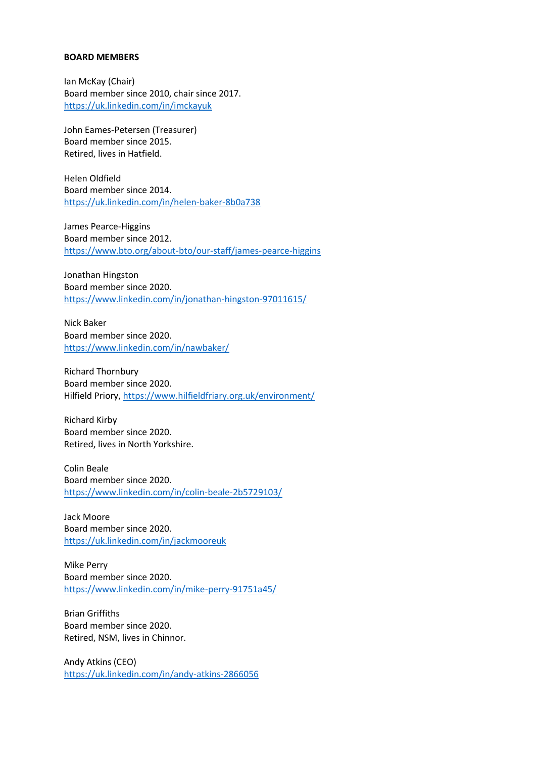**BOARD MEMBERS**

Ian McKay (Chair)
Board member since 2010, chair since 2017.
https://uk.linkedin.com/in/imckayuk

John Eames-Petersen (Treasurer)
Board member since 2015.
Retired, lives in Hatfield.

Helen Oldfield
Board member since 2014.
https://uk.linkedin.com/in/helen-baker-8b0a738

James Pearce-Higgins
Board member since 2012.
https://www.bto.org/about-bto/our-staff/james-pearce-higgins

Jonathan Hingston
Board member since 2020.
https://www.linkedin.com/in/jonathan-hingston-97011615/

Nick Baker
Board member since 2020.
https://www.linkedin.com/in/nawbaker/

Richard Thornbury
Board member since 2020.
Hilfield Priory, https://www.hilfieldfriary.org.uk/environment/

Richard Kirby
Board member since 2020.
Retired, lives in North Yorkshire.

Colin Beale
Board member since 2020.
https://www.linkedin.com/in/colin-beale-2b5729103/

Jack Moore
Board member since 2020.
https://uk.linkedin.com/in/jackmooreuk

Mike Perry
Board member since 2020.
https://www.linkedin.com/in/mike-perry-91751a45/

Brian Griffiths
Board member since 2020.
Retired, NSM, lives in Chinnor.

Andy Atkins (CEO)
https://uk.linkedin.com/in/andy-atkins-2866056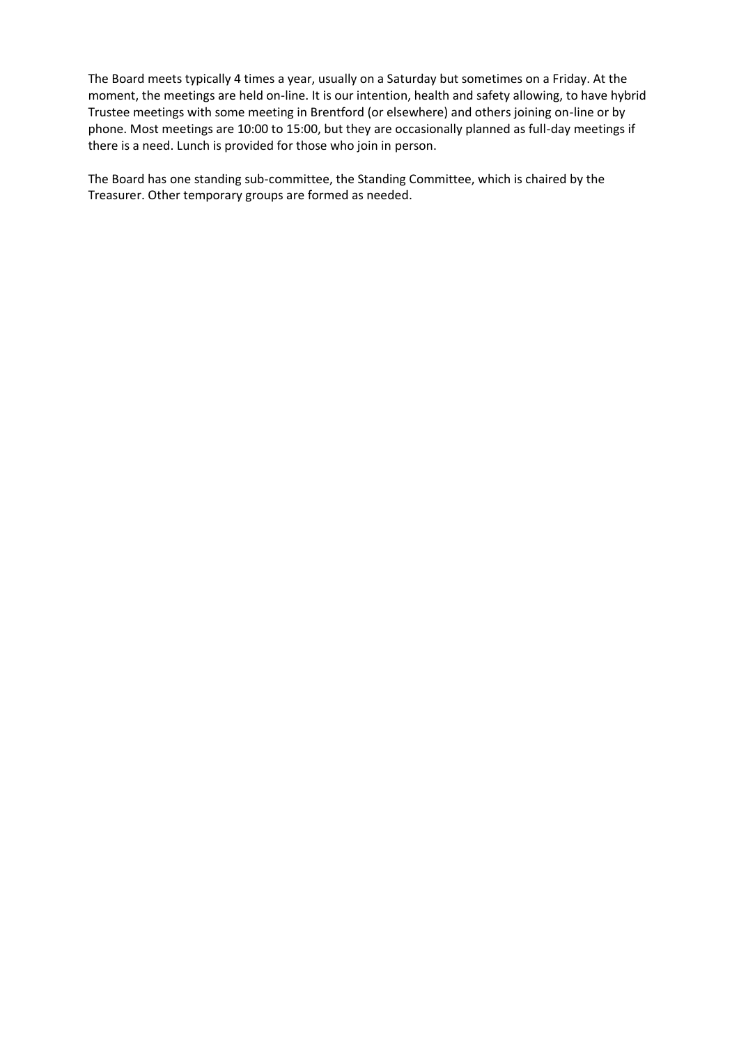The Board meets typically 4 times a year, usually on a Saturday but sometimes on a Friday. At the moment, the meetings are held on-line. It is our intention, health and safety allowing, to have hybrid Trustee meetings with some meeting in Brentford (or elsewhere) and others joining on-line or by phone. Most meetings are 10:00 to 15:00, but they are occasionally planned as full-day meetings if there is a need. Lunch is provided for those who join in person.

The Board has one standing sub-committee, the Standing Committee, which is chaired by the Treasurer. Other temporary groups are formed as needed.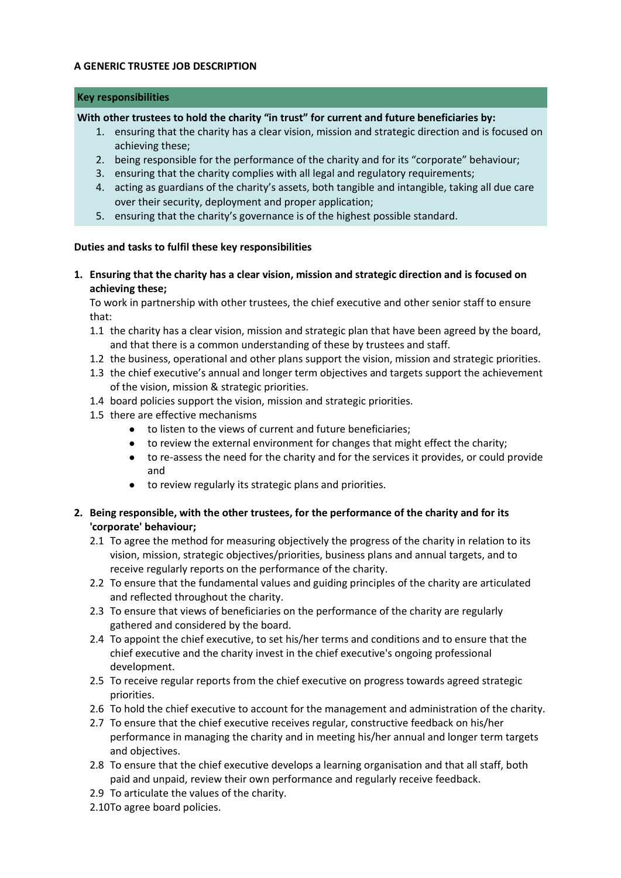**A GENERIC TRUSTEE JOB DESCRIPTION**

**Key responsibilities**

**With other trustees to hold the charity "in trust" for current and future beneficiaries by:**

1. ensuring that the charity has a clear vision, mission and strategic direction and is focused on achieving these;
2. being responsible for the performance of the charity and for its "corporate" behaviour;
3. ensuring that the charity complies with all legal and regulatory requirements;
4. acting as guardians of the charity's assets, both tangible and intangible, taking all due care over their security, deployment and proper application;
5. ensuring that the charity's governance is of the highest possible standard.

**Duties and tasks to fulfil these key responsibilities**

1. **Ensuring that the charity has a clear vision, mission and strategic direction and is focused on achieving these;**

   To work in partnership with other trustees, the chief executive and other senior staff to ensure that:

   1.1 the charity has a clear vision, mission and strategic plan that have been agreed by the board, and that there is a common understanding of these by trustees and staff.

   1.2 the business, operational and other plans support the vision, mission and strategic priorities.

   1.3 the chief executive's annual and longer term objectives and targets support the achievement of the vision, mission & strategic priorities.

   1.4 board policies support the vision, mission and strategic priorities.

   1.5 there are effective mechanisms
   - to listen to the views of current and future beneficiaries;
   - to review the external environment for changes that might effect the charity;
   - to re-assess the need for the charity and for the services it provides, or could provide and
   - to review regularly its strategic plans and priorities.

2. **Being responsible, with the other trustees, for the performance of the charity and for its 'corporate' behaviour;**

   2.1 To agree the method for measuring objectively the progress of the charity in relation to its vision, mission, strategic objectives/priorities, business plans and annual targets, and to receive regularly reports on the performance of the charity.

   2.2 To ensure that the fundamental values and guiding principles of the charity are articulated and reflected throughout the charity.

   2.3 To ensure that views of beneficiaries on the performance of the charity are regularly gathered and considered by the board.

   2.4 To appoint the chief executive, to set his/her terms and conditions and to ensure that the chief executive and the charity invest in the chief executive's ongoing professional development.

   2.5 To receive regular reports from the chief executive on progress towards agreed strategic priorities.

   2.6 To hold the chief executive to account for the management and administration of the charity.

   2.7 To ensure that the chief executive receives regular, constructive feedback on his/her performance in managing the charity and in meeting his/her annual and longer term targets and objectives.

   2.8 To ensure that the chief executive develops a learning organisation and that all staff, both paid and unpaid, review their own performance and regularly receive feedback.

   2.9 To articulate the values of the charity.

   2.10 To agree board policies.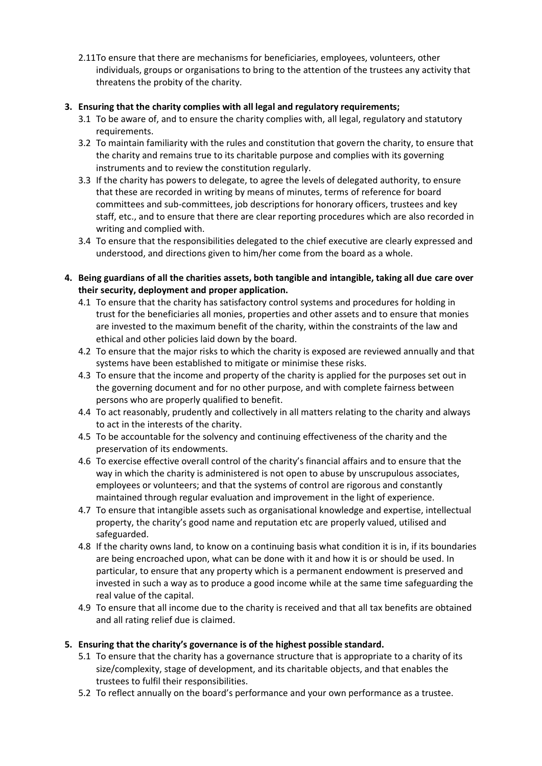2.11 To ensure that there are mechanisms for beneficiaries, employees, volunteers, other individuals, groups or organisations to bring to the attention of the trustees any activity that threatens the probity of the charity.

**3. Ensuring that the charity complies with all legal and regulatory requirements;**

3.1 To be aware of, and to ensure the charity complies with, all legal, regulatory and statutory requirements.

3.2 To maintain familiarity with the rules and constitution that govern the charity, to ensure that the charity and remains true to its charitable purpose and complies with its governing instruments and to review the constitution regularly.

3.3 If the charity has powers to delegate, to agree the levels of delegated authority, to ensure that these are recorded in writing by means of minutes, terms of reference for board committees and sub-committees, job descriptions for honorary officers, trustees and key staff, etc., and to ensure that there are clear reporting procedures which are also recorded in writing and complied with.

3.4 To ensure that the responsibilities delegated to the chief executive are clearly expressed and understood, and directions given to him/her come from the board as a whole.

**4. Being guardians of all the charities assets, both tangible and intangible, taking all due care over their security, deployment and proper application.**

4.1 To ensure that the charity has satisfactory control systems and procedures for holding in trust for the beneficiaries all monies, properties and other assets and to ensure that monies are invested to the maximum benefit of the charity, within the constraints of the law and ethical and other policies laid down by the board.

4.2 To ensure that the major risks to which the charity is exposed are reviewed annually and that systems have been established to mitigate or minimise these risks.

4.3 To ensure that the income and property of the charity is applied for the purposes set out in the governing document and for no other purpose, and with complete fairness between persons who are properly qualified to benefit.

4.4 To act reasonably, prudently and collectively in all matters relating to the charity and always to act in the interests of the charity.

4.5 To be accountable for the solvency and continuing effectiveness of the charity and the preservation of its endowments.

4.6 To exercise effective overall control of the charity's financial affairs and to ensure that the way in which the charity is administered is not open to abuse by unscrupulous associates, employees or volunteers; and that the systems of control are rigorous and constantly maintained through regular evaluation and improvement in the light of experience.

4.7 To ensure that intangible assets such as organisational knowledge and expertise, intellectual property, the charity's good name and reputation etc are properly valued, utilised and safeguarded.

4.8 If the charity owns land, to know on a continuing basis what condition it is in, if its boundaries are being encroached upon, what can be done with it and how it is or should be used. In particular, to ensure that any property which is a permanent endowment is preserved and invested in such a way as to produce a good income while at the same time safeguarding the real value of the capital.

4.9 To ensure that all income due to the charity is received and that all tax benefits are obtained and all rating relief due is claimed.

**5. Ensuring that the charity's governance is of the highest possible standard.**

5.1 To ensure that the charity has a governance structure that is appropriate to a charity of its size/complexity, stage of development, and its charitable objects, and that enables the trustees to fulfil their responsibilities.

5.2 To reflect annually on the board's performance and your own performance as a trustee.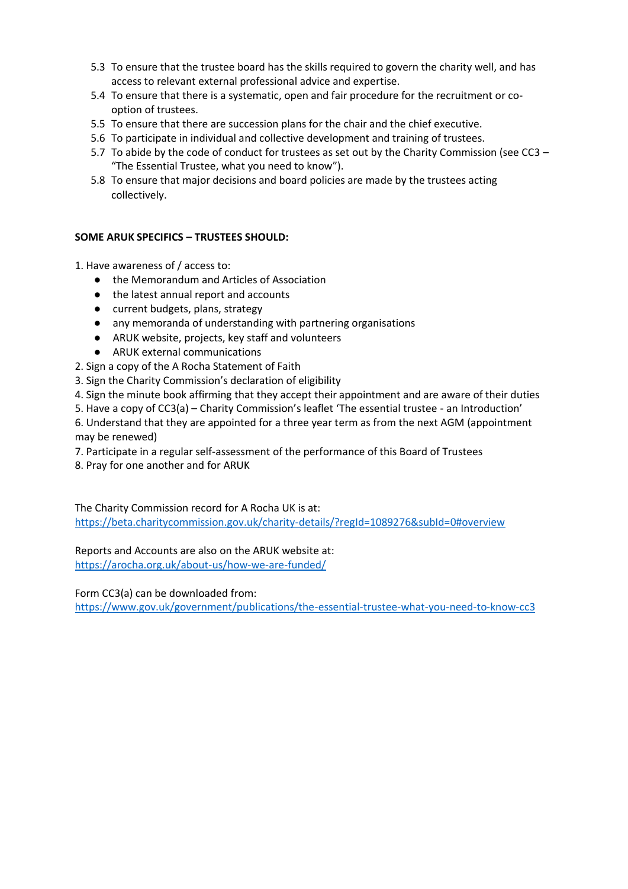5.3 To ensure that the trustee board has the skills required to govern the charity well, and has access to relevant external professional advice and expertise.
5.4 To ensure that there is a systematic, open and fair procedure for the recruitment or co-option of trustees.
5.5 To ensure that there are succession plans for the chair and the chief executive.
5.6 To participate in individual and collective development and training of trustees.
5.7 To abide by the code of conduct for trustees as set out by the Charity Commission (see CC3 – "The Essential Trustee, what you need to know").
5.8 To ensure that major decisions and board policies are made by the trustees acting collectively.

**SOME ARUK SPECIFICS – TRUSTEES SHOULD:**

1. Have awareness of / access to:
   - the Memorandum and Articles of Association
   - the latest annual report and accounts
   - current budgets, plans, strategy
   - any memoranda of understanding with partnering organisations
   - ARUK website, projects, key staff and volunteers
   - ARUK external communications
2. Sign a copy of the A Rocha Statement of Faith
3. Sign the Charity Commission's declaration of eligibility
4. Sign the minute book affirming that they accept their appointment and are aware of their duties
5. Have a copy of CC3(a) – Charity Commission's leaflet 'The essential trustee - an Introduction'
6. Understand that they are appointed for a three year term as from the next AGM (appointment may be renewed)
7. Participate in a regular self-assessment of the performance of this Board of Trustees
8. Pray for one another and for ARUK

The Charity Commission record for A Rocha UK is at:
https://beta.charitycommission.gov.uk/charity-details/?regId=1089276&subId=0#overview

Reports and Accounts are also on the ARUK website at:
https://arocha.org.uk/about-us/how-we-are-funded/

Form CC3(a) can be downloaded from:
https://www.gov.uk/government/publications/the-essential-trustee-what-you-need-to-know-cc3